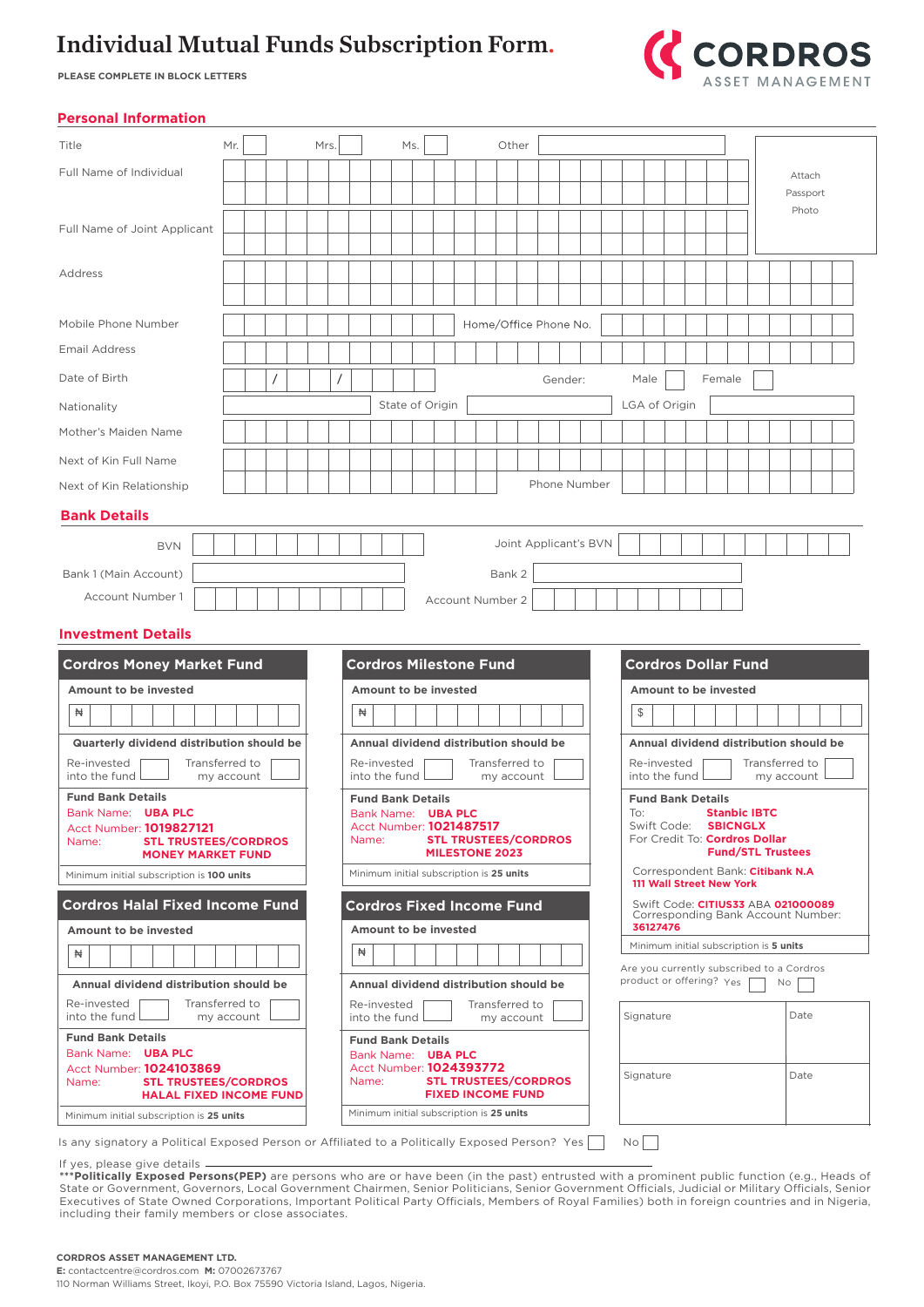# Individual Mutual Funds Subscription Form.

**PLEASE COMPLETE IN BLOCK LETTERS**

**CORDROS** ASSET MANAGEMENT

## Personal Information

Title: Mr. [ ] Mrs. [ ] Ms. [ ] Other [ ]

Full Name of Individual

Full Name of Joint Applicant

Attach Passport Photo

Address

Mobile Phone Number | Home/Office Phone No.

Email Address

Date of Birth ___ / ___ / ___ | Gender: Male [ ] Female [ ]

Nationality | State of Origin | LGA of Origin

Mother's Maiden Name

Next of Kin Full Name

Next of Kin Relationship | Phone Number

## Bank Details

BVN | Joint Applicant's BVN

Bank 1 (Main Account) | Bank 2

Account Number 1 | Account Number 2

## Investment Details

### Cordros Money Market Fund

**Amount to be invested**

₦

**Quarterly dividend distribution should be**

Re-invested into the fund [ ] Transferred to my account [ ]

**Fund Bank Details**
Bank Name: **UBA PLC**
Acct Number: **1019827121**
Name: **STL TRUSTEES/CORDROS MONEY MARKET FUND**

Minimum initial subscription is **100 units**

### Cordros Milestone Fund

**Amount to be invested**

₦

**Annual dividend distribution should be**

Re-invested into the fund [ ] Transferred to my account [ ]

**Fund Bank Details**
Bank Name: **UBA PLC**
Acct Number: **1021487517**
Name: **STL TRUSTEES/CORDROS MILESTONE 2023**

Minimum initial subscription is **25 units**

### Cordros Dollar Fund

**Amount to be invested**

$

**Annual dividend distribution should be**

Re-invested into the fund [ ] Transferred to my account [ ]

**Fund Bank Details**
To: **Stanbic IBTC**
Swift Code: **SBICNGLX**
For Credit To: **Cordros Dollar Fund/STL Trustees**

Correspondent Bank: **Citibank N.A 111 Wall Street New York**

Swift Code: **CITIUS33** ABA **021000089**
Corresponding Bank Account Number: **36127476**

Minimum initial subscription is **5 units**

### Cordros Halal Fixed Income Fund

**Amount to be invested**

₦

**Annual dividend distribution should be**

Re-invested into the fund [ ] Transferred to my account [ ]

**Fund Bank Details**
Bank Name: **UBA PLC**
Acct Number: **1024103869**
Name: **STL TRUSTEES/CORDROS HALAL FIXED INCOME FUND**

Minimum initial subscription is **25 units**

### Cordros Fixed Income Fund

**Amount to be invested**

₦

**Annual dividend distribution should be**

Re-invested into the fund [ ] Transferred to my account [ ]

**Fund Bank Details**
Bank Name: **UBA PLC**
Acct Number: **1024393772**
Name: **STL TRUSTEES/CORDROS FIXED INCOME FUND**

Minimum initial subscription is **25 units**

Are you currently subscribed to a Cordros product or offering? Yes [ ] No [ ]

| Signature | Date |
|---|---|
| Signature | Date |

Is any signatory a Political Exposed Person or Affiliated to a Politically Exposed Person? Yes [ ] No [ ]

If yes, please give details ____________________

***__Politically Exposed Persons(PEP)__ are persons who are or have been (in the past) entrusted with a prominent public function (e.g., Heads of State or Government, Governors, Local Government Chairmen, Senior Politicians, Senior Government Officials, Judicial or Military Officials, Senior Executives of State Owned Corporations, Important Political Party Officials, Members of Royal Families) both in foreign countries and in Nigeria, including their family members or close associates.

**CORDROS ASSET MANAGEMENT LTD.**
**E:** contactcentre@cordros.com **M:** 07002673767
110 Norman Williams Street, Ikoyi, P.O. Box 75590 Victoria Island, Lagos, Nigeria.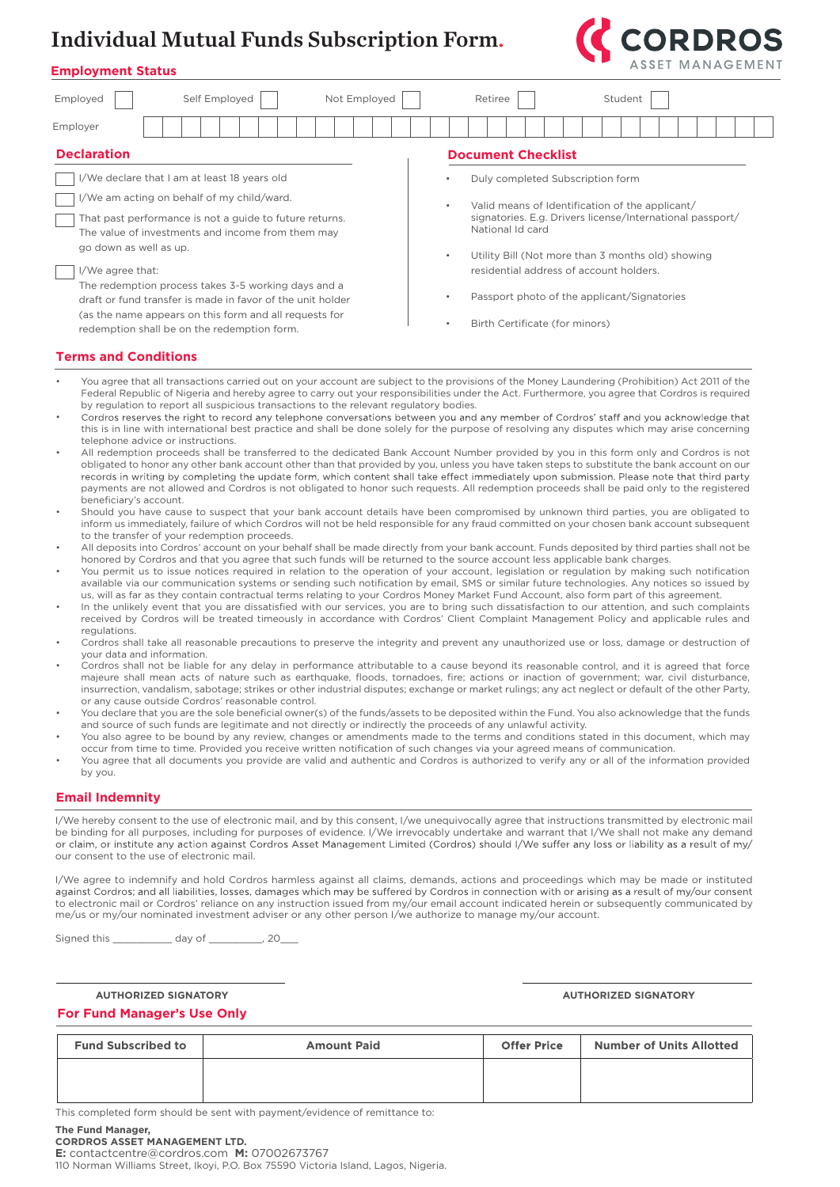# Individual Mutual Funds Subscription Form.

CORDROS ASSET MANAGEMENT

## Employment Status

Employed ☐ Self Employed ☐ Not Employed ☐ Retiree ☐ Student ☐

Employer

## Declaration

☐ I/We declare that I am at least 18 years old

☐ I/We am acting on behalf of my child/ward.

☐ That past performance is not a guide to future returns. The value of investments and income from them may go down as well as up.

☐ I/We agree that:
The redemption process takes 3-5 working days and a draft or fund transfer is made in favor of the unit holder (as the name appears on this form and all requests for redemption shall be on the redemption form.

## Document Checklist

- Duly completed Subscription form
- Valid means of Identification of the applicant/ signatories. E.g. Drivers license/International passport/ National Id card
- Utility Bill (Not more than 3 months old) showing residential address of account holders.
- Passport photo of the applicant/Signatories
- Birth Certificate (for minors)

## Terms and Conditions

- You agree that all transactions carried out on your account are subject to the provisions of the Money Laundering (Prohibition) Act 2011 of the Federal Republic of Nigeria and hereby agree to carry out your responsibilities under the Act. Furthermore, you agree that Cordros is required by regulation to report all suspicious transactions to the relevant regulatory bodies.
- Cordros reserves the right to record any telephone conversations between you and any member of Cordros' staff and you acknowledge that this is in line with international best practice and shall be done solely for the purpose of resolving any disputes which may arise concerning telephone advice or instructions.
- All redemption proceeds shall be transferred to the dedicated Bank Account Number provided by you in this form only and Cordros is not obligated to honor any other bank account other than that provided by you, unless you have taken steps to substitute the bank account on our records in writing by completing the update form, which content shall take effect immediately upon submission. Please note that third party payments are not allowed and Cordros is not obligated to honor such requests. All redemption proceeds shall be paid only to the registered beneficiary's account.
- Should you have cause to suspect that your bank account details have been compromised by unknown third parties, you are obligated to inform us immediately, failure of which Cordros will not be held responsible for any fraud committed on your chosen bank account subsequent to the transfer of your redemption proceeds.
- All deposits into Cordros' account on your behalf shall be made directly from your bank account. Funds deposited by third parties shall not be honored by Cordros and that you agree that such funds will be returned to the source account less applicable bank charges.
- You permit us to issue notices required in relation to the operation of your account, legislation or regulation by making such notification available via our communication systems or sending such notification by email, SMS or similar future technologies. Any notices so issued by us, will as far as they contain contractual terms relating to your Cordros Money Market Fund Account, also form part of this agreement.
- In the unlikely event that you are dissatisfied with our services, you are to bring such dissatisfaction to our attention, and such complaints received by Cordros will be treated timeously in accordance with Cordros' Client Complaint Management Policy and applicable rules and regulations.
- Cordros shall take all reasonable precautions to preserve the integrity and prevent any unauthorized use or loss, damage or destruction of your data and information.
- Cordros shall not be liable for any delay in performance attributable to a cause beyond its reasonable control, and it is agreed that force majeure shall mean acts of nature such as earthquake, floods, tornadoes, fire; actions or inaction of government; war, civil disturbance, insurrection, vandalism, sabotage; strikes or other industrial disputes; exchange or market rulings; any act neglect or default of the other Party, or any cause outside Cordros' reasonable control.
- You declare that you are the sole beneficial owner(s) of the funds/assets to be deposited within the Fund. You also acknowledge that the funds and source of such funds are legitimate and not directly or indirectly the proceeds of any unlawful activity.
- You also agree to be bound by any review, changes or amendments made to the terms and conditions stated in this document, which may occur from time to time. Provided you receive written notification of such changes via your agreed means of communication.
- You agree that all documents you provide are valid and authentic and Cordros is authorized to verify any or all of the information provided by you.

## Email Indemnity

I/We hereby consent to the use of electronic mail, and by this consent, I/we unequivocally agree that instructions transmitted by electronic mail be binding for all purposes, including for purposes of evidence. I/We irrevocably undertake and warrant that I/We shall not make any demand or claim, or institute any action against Cordros Asset Management Limited (Cordros) should I/We suffer any loss or liability as a result of my/ our consent to the use of electronic mail.

I/We agree to indemnify and hold Cordros harmless against all claims, demands, actions and proceedings which may be made or instituted against Cordros; and all liabilities, losses, damages which may be suffered by Cordros in connection with or arising as a result of my/our consent to electronic mail or Cordros' reliance on any instruction issued from my/our email account indicated herein or subsequently communicated by me/us or my/our nominated investment adviser or any other person I/we authorize to manage my/our account.

Signed this __________ day of _________, 20___

**AUTHORIZED SIGNATORY** **AUTHORIZED SIGNATORY**

## For Fund Manager's Use Only

| Fund Subscribed to | Amount Paid | Offer Price | Number of Units Allotted |
|---|---|---|---|
| | | | |

This completed form should be sent with payment/evidence of remittance to:

**The Fund Manager,**
**CORDROS ASSET MANAGEMENT LTD.**
**E:** contactcentre@cordros.com **M:** 07002673767
110 Norman Williams Street, Ikoyi, P.O. Box 75590 Victoria Island, Lagos, Nigeria.